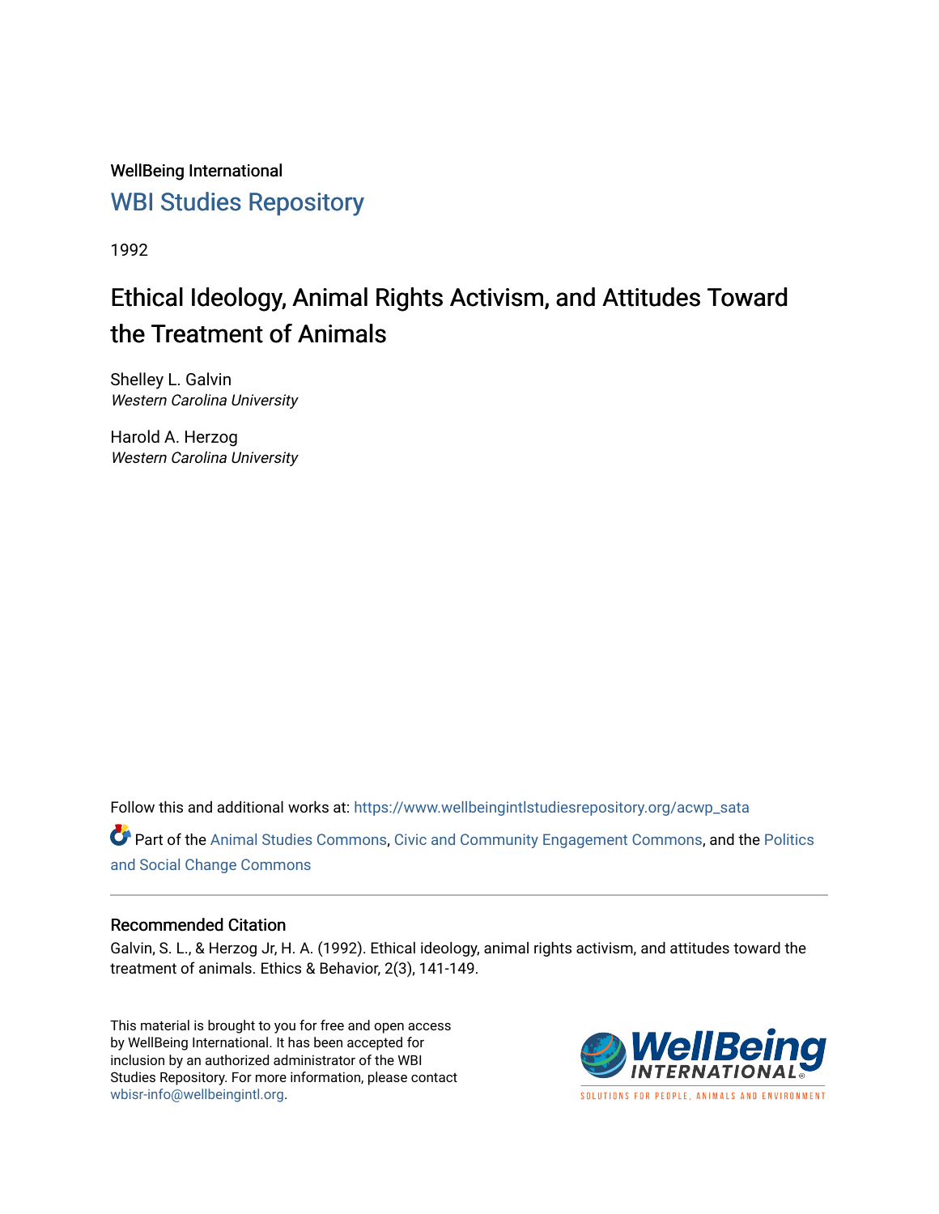WellBeing International

WBI Studies Repository

1992

# Ethical Ideology, Animal Rights Activism, and Attitudes Toward the Treatment of Animals

Shelley L. Galvin
*Western Carolina University*

Harold A. Herzog
*Western Carolina University*

Follow this and additional works at: https://www.wellbeingintlstudiesrepository.org/acwp_sata

Part of the Animal Studies Commons, Civic and Community Engagement Commons, and the Politics and Social Change Commons

## Recommended Citation

Galvin, S. L., & Herzog Jr, H. A. (1992). Ethical ideology, animal rights activism, and attitudes toward the treatment of animals. Ethics & Behavior, 2(3), 141-149.

This material is brought to you for free and open access by WellBeing International. It has been accepted for inclusion by an authorized administrator of the WBI Studies Repository. For more information, please contact wbisr-info@wellbeingintl.org.

WellBeing INTERNATIONAL

SOLUTIONS FOR PEOPLE, ANIMALS AND ENVIRONMENT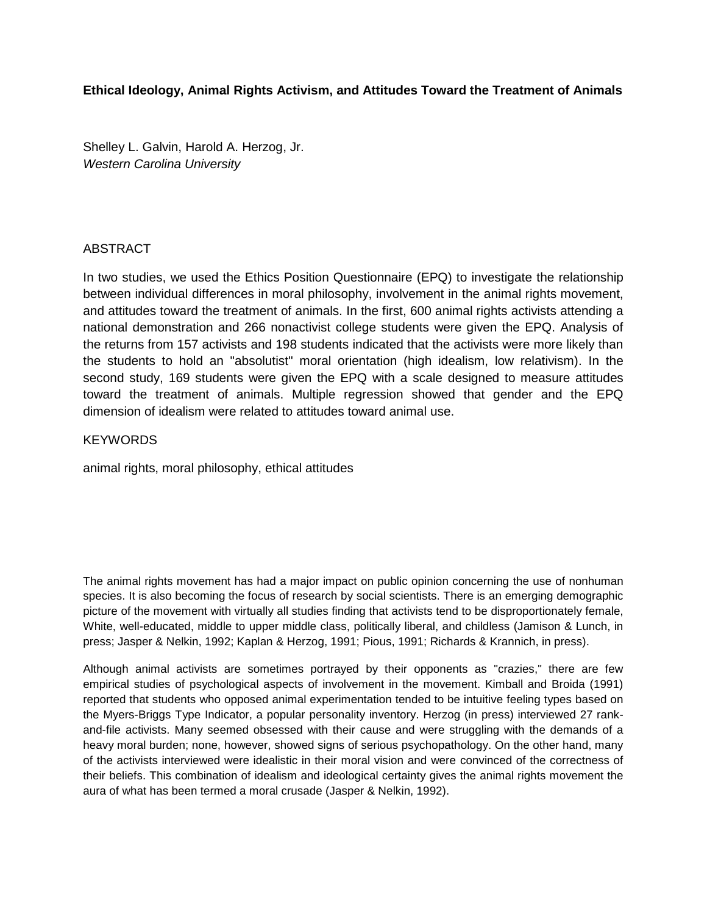**Ethical Ideology, Animal Rights Activism, and Attitudes Toward the Treatment of Animals**

Shelley L. Galvin, Harold A. Herzog, Jr.
*Western Carolina University*

ABSTRACT

In two studies, we used the Ethics Position Questionnaire (EPQ) to investigate the relationship between individual differences in moral philosophy, involvement in the animal rights movement, and attitudes toward the treatment of animals. In the first, 600 animal rights activists attending a national demonstration and 266 nonactivist college students were given the EPQ. Analysis of the returns from 157 activists and 198 students indicated that the activists were more likely than the students to hold an "absolutist" moral orientation (high idealism, low relativism). In the second study, 169 students were given the EPQ with a scale designed to measure attitudes toward the treatment of animals. Multiple regression showed that gender and the EPQ dimension of idealism were related to attitudes toward animal use.

KEYWORDS

animal rights, moral philosophy, ethical attitudes

The animal rights movement has had a major impact on public opinion concerning the use of nonhuman species. It is also becoming the focus of research by social scientists. There is an emerging demographic picture of the movement with virtually all studies finding that activists tend to be disproportionately female, White, well-educated, middle to upper middle class, politically liberal, and childless (Jamison & Lunch, in press; Jasper & Nelkin, 1992; Kaplan & Herzog, 1991; Pious, 1991; Richards & Krannich, in press).

Although animal activists are sometimes portrayed by their opponents as "crazies," there are few empirical studies of psychological aspects of involvement in the movement. Kimball and Broida (1991) reported that students who opposed animal experimentation tended to be intuitive feeling types based on the Myers-Briggs Type Indicator, a popular personality inventory. Herzog (in press) interviewed 27 rank-and-file activists. Many seemed obsessed with their cause and were struggling with the demands of a heavy moral burden; none, however, showed signs of serious psychopathology. On the other hand, many of the activists interviewed were idealistic in their moral vision and were convinced of the correctness of their beliefs. This combination of idealism and ideological certainty gives the animal rights movement the aura of what has been termed a moral crusade (Jasper & Nelkin, 1992).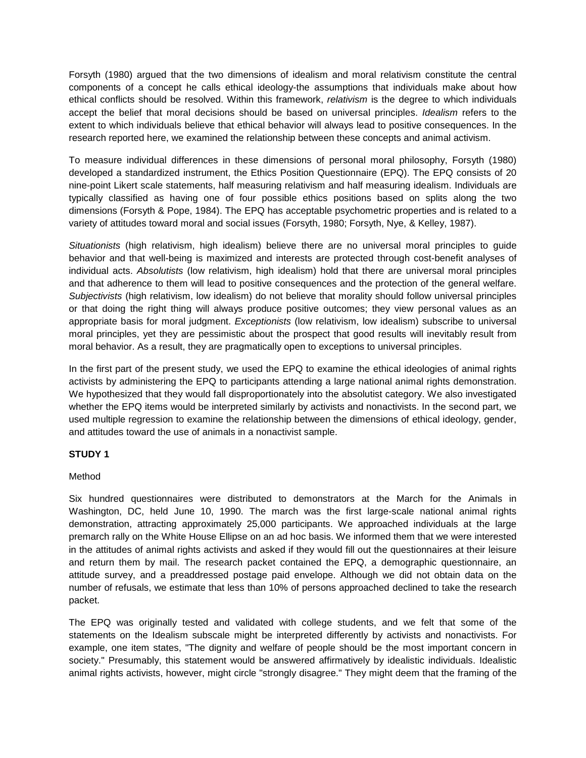Forsyth (1980) argued that the two dimensions of idealism and moral relativism constitute the central components of a concept he calls ethical ideology-the assumptions that individuals make about how ethical conflicts should be resolved. Within this framework, *relativism* is the degree to which individuals accept the belief that moral decisions should be based on universal principles. *Idealism* refers to the extent to which individuals believe that ethical behavior will always lead to positive consequences. In the research reported here, we examined the relationship between these concepts and animal activism.

To measure individual differences in these dimensions of personal moral philosophy, Forsyth (1980) developed a standardized instrument, the Ethics Position Questionnaire (EPQ). The EPQ consists of 20 nine-point Likert scale statements, half measuring relativism and half measuring idealism. Individuals are typically classified as having one of four possible ethics positions based on splits along the two dimensions (Forsyth & Pope, 1984). The EPQ has acceptable psychometric properties and is related to a variety of attitudes toward moral and social issues (Forsyth, 1980; Forsyth, Nye, & Kelley, 1987).

*Situationists* (high relativism, high idealism) believe there are no universal moral principles to guide behavior and that well-being is maximized and interests are protected through cost-benefit analyses of individual acts. *Absolutists* (low relativism, high idealism) hold that there are universal moral principles and that adherence to them will lead to positive consequences and the protection of the general welfare. *Subjectivists* (high relativism, low idealism) do not believe that morality should follow universal principles or that doing the right thing will always produce positive outcomes; they view personal values as an appropriate basis for moral judgment. *Exceptionists* (low relativism, low idealism) subscribe to universal moral principles, yet they are pessimistic about the prospect that good results will inevitably result from moral behavior. As a result, they are pragmatically open to exceptions to universal principles.

In the first part of the present study, we used the EPQ to examine the ethical ideologies of animal rights activists by administering the EPQ to participants attending a large national animal rights demonstration. We hypothesized that they would fall disproportionately into the absolutist category. We also investigated whether the EPQ items would be interpreted similarly by activists and nonactivists. In the second part, we used multiple regression to examine the relationship between the dimensions of ethical ideology, gender, and attitudes toward the use of animals in a nonactivist sample.

## STUDY 1

### Method

Six hundred questionnaires were distributed to demonstrators at the March for the Animals in Washington, DC, held June 10, 1990. The march was the first large-scale national animal rights demonstration, attracting approximately 25,000 participants. We approached individuals at the large premarch rally on the White House Ellipse on an ad hoc basis. We informed them that we were interested in the attitudes of animal rights activists and asked if they would fill out the questionnaires at their leisure and return them by mail. The research packet contained the EPQ, a demographic questionnaire, an attitude survey, and a preaddressed postage paid envelope. Although we did not obtain data on the number of refusals, we estimate that less than 10% of persons approached declined to take the research packet.

The EPQ was originally tested and validated with college students, and we felt that some of the statements on the Idealism subscale might be interpreted differently by activists and nonactivists. For example, one item states, "The dignity and welfare of people should be the most important concern in society." Presumably, this statement would be answered affirmatively by idealistic individuals. Idealistic animal rights activists, however, might circle "strongly disagree." They might deem that the framing of the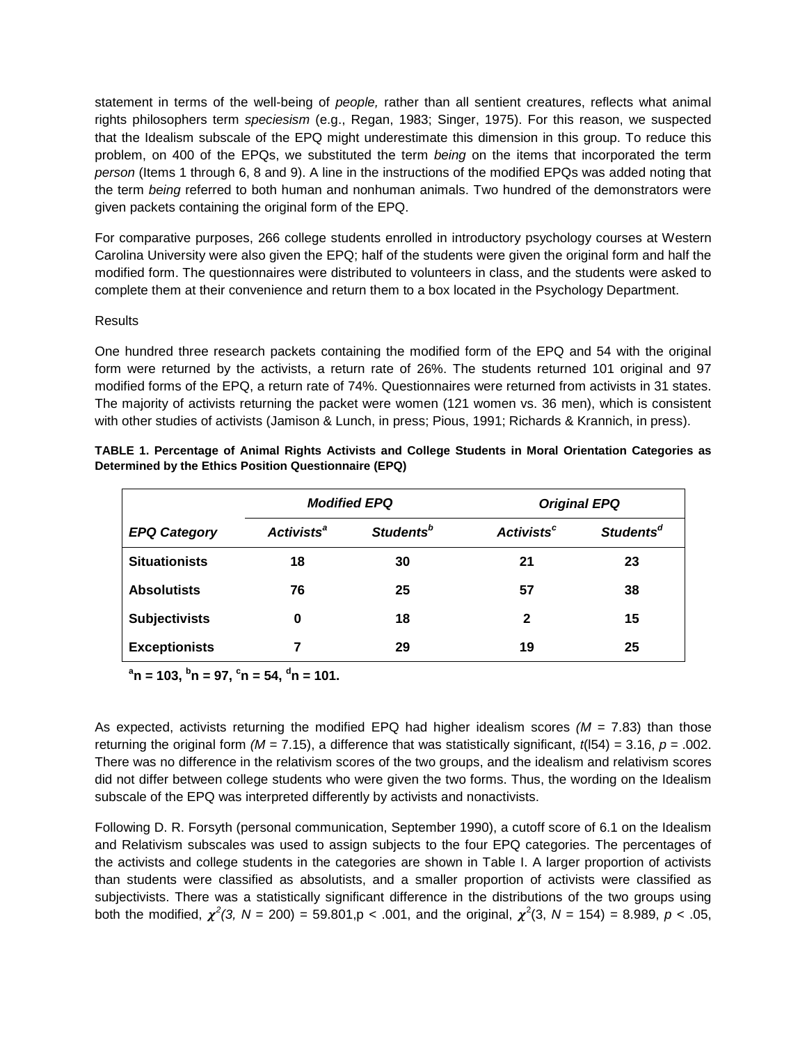statement in terms of the well-being of *people,* rather than all sentient creatures, reflects what animal rights philosophers term *speciesism* (e.g., Regan, 1983; Singer, 1975). For this reason, we suspected that the Idealism subscale of the EPQ might underestimate this dimension in this group. To reduce this problem, on 400 of the EPQs, we substituted the term *being* on the items that incorporated the term *person* (Items 1 through 6, 8 and 9). A line in the instructions of the modified EPQs was added noting that the term *being* referred to both human and nonhuman animals. Two hundred of the demonstrators were given packets containing the original form of the EPQ.

For comparative purposes, 266 college students enrolled in introductory psychology courses at Western Carolina University were also given the EPQ; half of the students were given the original form and half the modified form. The questionnaires were distributed to volunteers in class, and the students were asked to complete them at their convenience and return them to a box located in the Psychology Department.

Results

One hundred three research packets containing the modified form of the EPQ and 54 with the original form were returned by the activists, a return rate of 26%. The students returned 101 original and 97 modified forms of the EPQ, a return rate of 74%. Questionnaires were returned from activists in 31 states. The majority of activists returning the packet were women (121 women vs. 36 men), which is consistent with other studies of activists (Jamison & Lunch, in press; Pious, 1991; Richards & Krannich, in press).

**TABLE 1. Percentage of Animal Rights Activists and College Students in Moral Orientation Categories as Determined by the Ethics Position Questionnaire (EPQ)**

| | ***Modified EPQ*** | | ***Original EPQ*** | |
|---|---|---|---|---|
| ***EPQ Category*** | ***Activists[a]*** | ***Students[b]*** | ***Activists[c]*** | ***Students[d]*** |
| **Situationists** | **18** | **30** | **21** | **23** |
| **Absolutists** | **76** | **25** | **57** | **38** |
| **Subjectivists** | **0** | **18** | **2** | **15** |
| **Exceptionists** | **7** | **29** | **19** | **25** |

**[a]n = 103, [b]n = 97, [c]n = 54, [d]n = 101.**

As expected, activists returning the modified EPQ had higher idealism scores ($M$ = 7.83) than those returning the original form ($M$ = 7.15), a difference that was statistically significant, $t(154) = 3.16$, $p = .002$. There was no difference in the relativism scores of the two groups, and the idealism and relativism scores did not differ between college students who were given the two forms. Thus, the wording on the Idealism subscale of the EPQ was interpreted differently by activists and nonactivists.

Following D. R. Forsyth (personal communication, September 1990), a cutoff score of 6.1 on the Idealism and Relativism subscales was used to assign subjects to the four EPQ categories. The percentages of the activists and college students in the categories are shown in Table I. A larger proportion of activists than students were classified as absolutists, and a smaller proportion of activists were classified as subjectivists. There was a statistically significant difference in the distributions of the two groups using both the modified, $\chi^2(3, N = 200) = 59.801, p < .001$, and the original, $\chi^2(3, N = 154) = 8.989$, $p < .05$,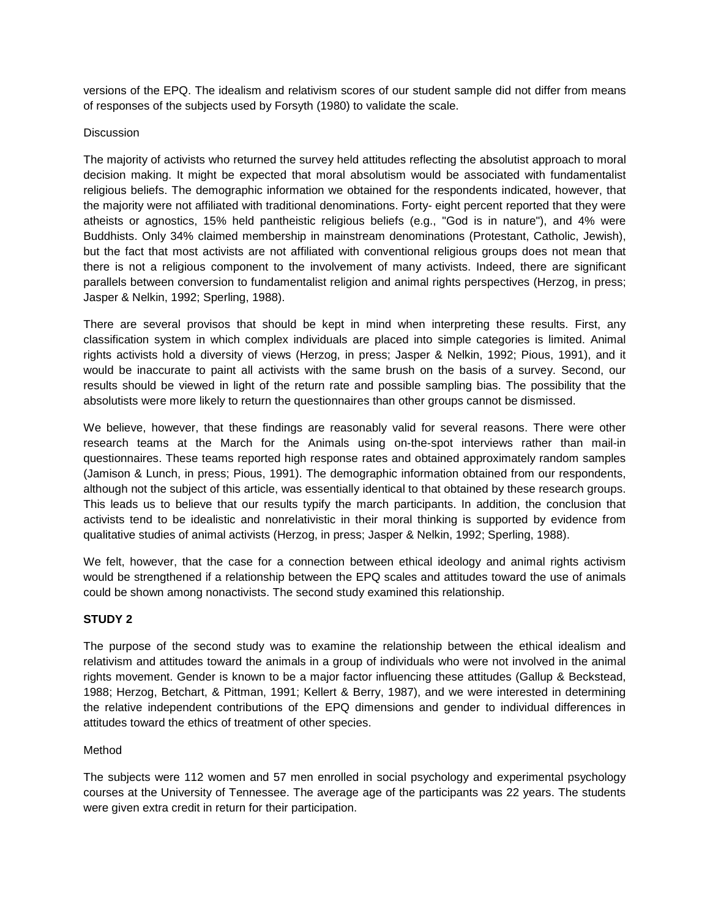versions of the EPQ. The idealism and relativism scores of our student sample did not differ from means of responses of the subjects used by Forsyth (1980) to validate the scale.

### Discussion

The majority of activists who returned the survey held attitudes reflecting the absolutist approach to moral decision making. It might be expected that moral absolutism would be associated with fundamentalist religious beliefs. The demographic information we obtained for the respondents indicated, however, that the majority were not affiliated with traditional denominations. Forty- eight percent reported that they were atheists or agnostics, 15% held pantheistic religious beliefs (e.g., "God is in nature"), and 4% were Buddhists. Only 34% claimed membership in mainstream denominations (Protestant, Catholic, Jewish), but the fact that most activists are not affiliated with conventional religious groups does not mean that there is not a religious component to the involvement of many activists. Indeed, there are significant parallels between conversion to fundamentalist religion and animal rights perspectives (Herzog, in press; Jasper & Nelkin, 1992; Sperling, 1988).

There are several provisos that should be kept in mind when interpreting these results. First, any classification system in which complex individuals are placed into simple categories is limited. Animal rights activists hold a diversity of views (Herzog, in press; Jasper & Nelkin, 1992; Pious, 1991), and it would be inaccurate to paint all activists with the same brush on the basis of a survey. Second, our results should be viewed in light of the return rate and possible sampling bias. The possibility that the absolutists were more likely to return the questionnaires than other groups cannot be dismissed.

We believe, however, that these findings are reasonably valid for several reasons. There were other research teams at the March for the Animals using on-the-spot interviews rather than mail-in questionnaires. These teams reported high response rates and obtained approximately random samples (Jamison & Lunch, in press; Pious, 1991). The demographic information obtained from our respondents, although not the subject of this article, was essentially identical to that obtained by these research groups. This leads us to believe that our results typify the march participants. In addition, the conclusion that activists tend to be idealistic and nonrelativistic in their moral thinking is supported by evidence from qualitative studies of animal activists (Herzog, in press; Jasper & Nelkin, 1992; Sperling, 1988).

We felt, however, that the case for a connection between ethical ideology and animal rights activism would be strengthened if a relationship between the EPQ scales and attitudes toward the use of animals could be shown among nonactivists. The second study examined this relationship.

## STUDY 2

The purpose of the second study was to examine the relationship between the ethical idealism and relativism and attitudes toward the animals in a group of individuals who were not involved in the animal rights movement. Gender is known to be a major factor influencing these attitudes (Gallup & Beckstead, 1988; Herzog, Betchart, & Pittman, 1991; Kellert & Berry, 1987), and we were interested in determining the relative independent contributions of the EPQ dimensions and gender to individual differences in attitudes toward the ethics of treatment of other species.

### Method

The subjects were 112 women and 57 men enrolled in social psychology and experimental psychology courses at the University of Tennessee. The average age of the participants was 22 years. The students were given extra credit in return for their participation.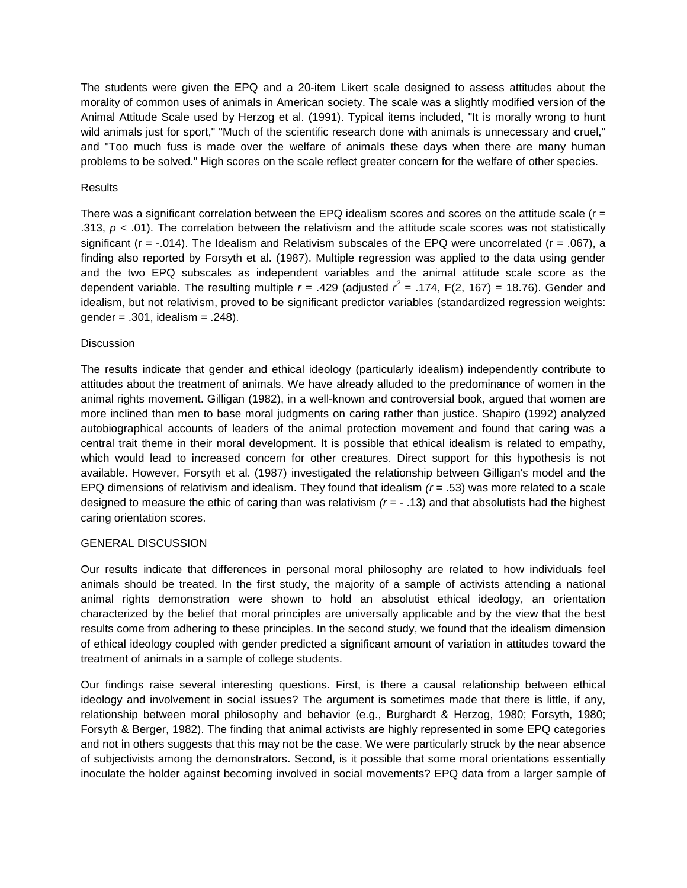The students were given the EPQ and a 20-item Likert scale designed to assess attitudes about the morality of common uses of animals in American society. The scale was a slightly modified version of the Animal Attitude Scale used by Herzog et al. (1991). Typical items included, "It is morally wrong to hunt wild animals just for sport," "Much of the scientific research done with animals is unnecessary and cruel," and "Too much fuss is made over the welfare of animals these days when there are many human problems to be solved." High scores on the scale reflect greater concern for the welfare of other species.

## Results

There was a significant correlation between the EPQ idealism scores and scores on the attitude scale ($r = .313$, $p < .01$). The correlation between the relativism and the attitude scale scores was not statistically significant ($r = -.014$). The Idealism and Relativism subscales of the EPQ were uncorrelated ($r = .067$), a finding also reported by Forsyth et al. (1987). Multiple regression was applied to the data using gender and the two EPQ subscales as independent variables and the animal attitude scale score as the dependent variable. The resulting multiple $r = .429$ (adjusted $r^2 = .174$, $F(2, 167) = 18.76$). Gender and idealism, but not relativism, proved to be significant predictor variables (standardized regression weights: gender = .301, idealism = .248).

## Discussion

The results indicate that gender and ethical ideology (particularly idealism) independently contribute to attitudes about the treatment of animals. We have already alluded to the predominance of women in the animal rights movement. Gilligan (1982), in a well-known and controversial book, argued that women are more inclined than men to base moral judgments on caring rather than justice. Shapiro (1992) analyzed autobiographical accounts of leaders of the animal protection movement and found that caring was a central trait theme in their moral development. It is possible that ethical idealism is related to empathy, which would lead to increased concern for other creatures. Direct support for this hypothesis is not available. However, Forsyth et al. (1987) investigated the relationship between Gilligan's model and the EPQ dimensions of relativism and idealism. They found that idealism ($r = .53$) was more related to a scale designed to measure the ethic of caring than was relativism ($r = -.13$) and that absolutists had the highest caring orientation scores.

## GENERAL DISCUSSION

Our results indicate that differences in personal moral philosophy are related to how individuals feel animals should be treated. In the first study, the majority of a sample of activists attending a national animal rights demonstration were shown to hold an absolutist ethical ideology, an orientation characterized by the belief that moral principles are universally applicable and by the view that the best results come from adhering to these principles. In the second study, we found that the idealism dimension of ethical ideology coupled with gender predicted a significant amount of variation in attitudes toward the treatment of animals in a sample of college students.

Our findings raise several interesting questions. First, is there a causal relationship between ethical ideology and involvement in social issues? The argument is sometimes made that there is little, if any, relationship between moral philosophy and behavior (e.g., Burghardt & Herzog, 1980; Forsyth, 1980; Forsyth & Berger, 1982). The finding that animal activists are highly represented in some EPQ categories and not in others suggests that this may not be the case. We were particularly struck by the near absence of subjectivists among the demonstrators. Second, is it possible that some moral orientations essentially inoculate the holder against becoming involved in social movements? EPQ data from a larger sample of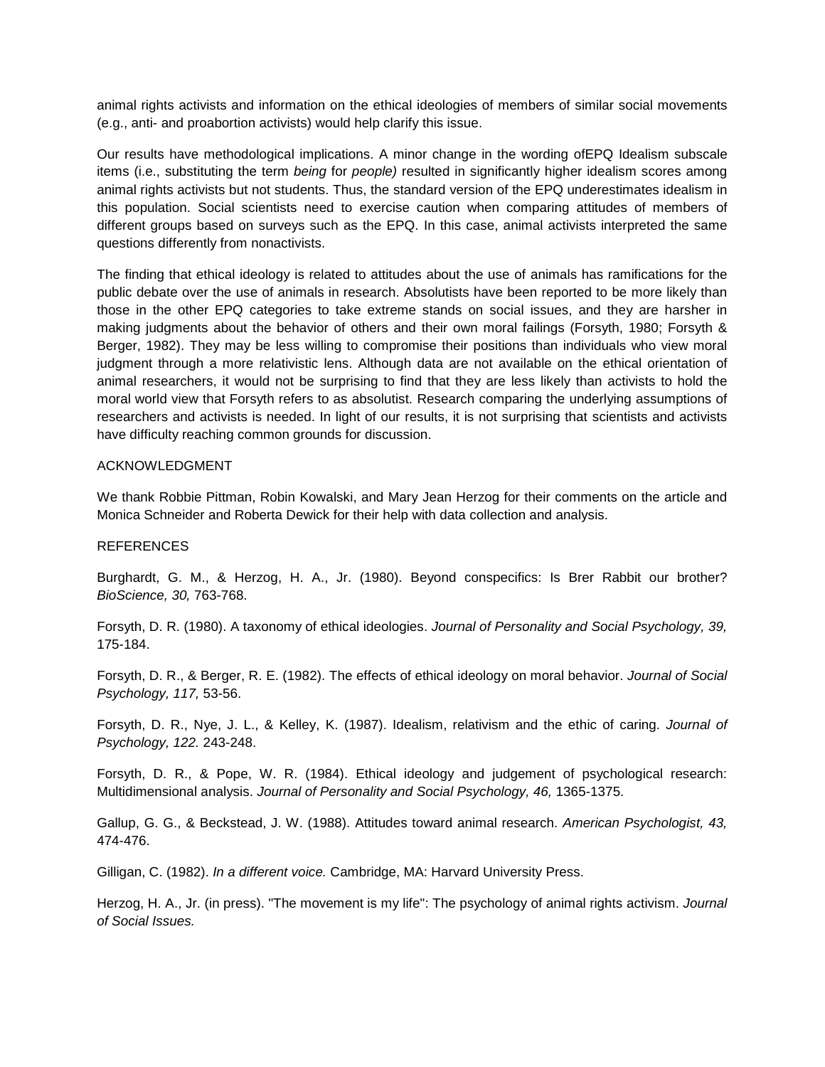animal rights activists and information on the ethical ideologies of members of similar social movements (e.g., anti- and proabortion activists) would help clarify this issue.

Our results have methodological implications. A minor change in the wording ofEPQ Idealism subscale items (i.e., substituting the term *being* for *people)* resulted in significantly higher idealism scores among animal rights activists but not students. Thus, the standard version of the EPQ underestimates idealism in this population. Social scientists need to exercise caution when comparing attitudes of members of different groups based on surveys such as the EPQ. In this case, animal activists interpreted the same questions differently from nonactivists.

The finding that ethical ideology is related to attitudes about the use of animals has ramifications for the public debate over the use of animals in research. Absolutists have been reported to be more likely than those in the other EPQ categories to take extreme stands on social issues, and they are harsher in making judgments about the behavior of others and their own moral failings (Forsyth, 1980; Forsyth & Berger, 1982). They may be less willing to compromise their positions than individuals who view moral judgment through a more relativistic lens. Although data are not available on the ethical orientation of animal researchers, it would not be surprising to find that they are less likely than activists to hold the moral world view that Forsyth refers to as absolutist. Research comparing the underlying assumptions of researchers and activists is needed. In light of our results, it is not surprising that scientists and activists have difficulty reaching common grounds for discussion.

ACKNOWLEDGMENT

We thank Robbie Pittman, Robin Kowalski, and Mary Jean Herzog for their comments on the article and Monica Schneider and Roberta Dewick for their help with data collection and analysis.

REFERENCES

Burghardt, G. M., & Herzog, H. A., Jr. (1980). Beyond conspecifics: Is Brer Rabbit our brother? *BioScience, 30,* 763-768.

Forsyth, D. R. (1980). A taxonomy of ethical ideologies. *Journal of Personality and Social Psychology, 39,* 175-184.

Forsyth, D. R., & Berger, R. E. (1982). The effects of ethical ideology on moral behavior. *Journal of Social Psychology, 117,* 53-56.

Forsyth, D. R., Nye, J. L., & Kelley, K. (1987). Idealism, relativism and the ethic of caring. *Journal of Psychology, 122.* 243-248.

Forsyth, D. R., & Pope, W. R. (1984). Ethical ideology and judgement of psychological research: Multidimensional analysis. *Journal of Personality and Social Psychology, 46,* 1365-1375.

Gallup, G. G., & Beckstead, J. W. (1988). Attitudes toward animal research. *American Psychologist, 43,* 474-476.

Gilligan, C. (1982). *In a different voice.* Cambridge, MA: Harvard University Press.

Herzog, H. A., Jr. (in press). "The movement is my life": The psychology of animal rights activism. *Journal of Social Issues.*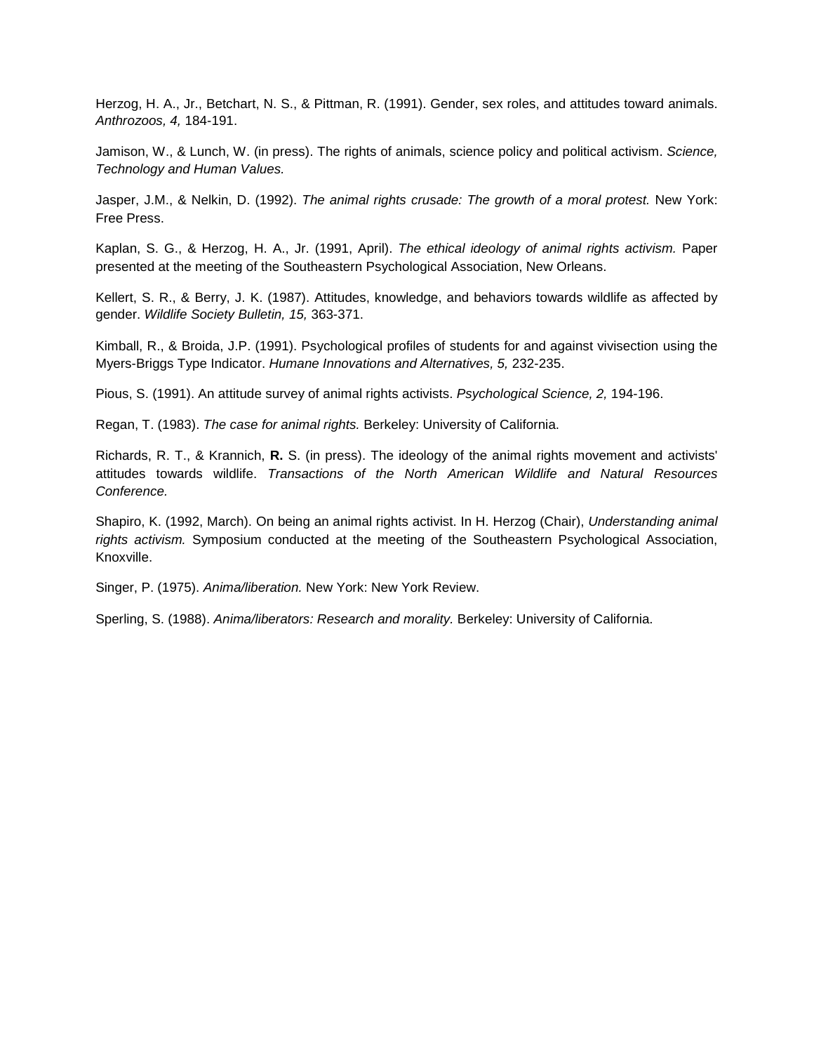Herzog, H. A., Jr., Betchart, N. S., & Pittman, R. (1991). Gender, sex roles, and attitudes toward animals. *Anthrozoos, 4,* 184-191.

Jamison, W., & Lunch, W. (in press). The rights of animals, science policy and political activism. *Science, Technology and Human Values.*

Jasper, J.M., & Nelkin, D. (1992). *The animal rights crusade: The growth of a moral protest.* New York: Free Press.

Kaplan, S. G., & Herzog, H. A., Jr. (1991, April). *The ethical ideology of animal rights activism.* Paper presented at the meeting of the Southeastern Psychological Association, New Orleans.

Kellert, S. R., & Berry, J. K. (1987). Attitudes, knowledge, and behaviors towards wildlife as affected by gender. *Wildlife Society Bulletin, 15,* 363-371.

Kimball, R., & Broida, J.P. (1991). Psychological profiles of students for and against vivisection using the Myers-Briggs Type Indicator. *Humane Innovations and Alternatives, 5,* 232-235.

Pious, S. (1991). An attitude survey of animal rights activists. *Psychological Science, 2,* 194-196.

Regan, T. (1983). *The case for animal rights.* Berkeley: University of California.

Richards, R. T., & Krannich, **R.** S. (in press). The ideology of the animal rights movement and activists' attitudes towards wildlife. *Transactions of the North American Wildlife and Natural Resources Conference.*

Shapiro, K. (1992, March). On being an animal rights activist. In H. Herzog (Chair), *Understanding animal rights activism.* Symposium conducted at the meeting of the Southeastern Psychological Association, Knoxville.

Singer, P. (1975). *Anima/liberation.* New York: New York Review.

Sperling, S. (1988). *Anima/liberators: Research and morality.* Berkeley: University of California.